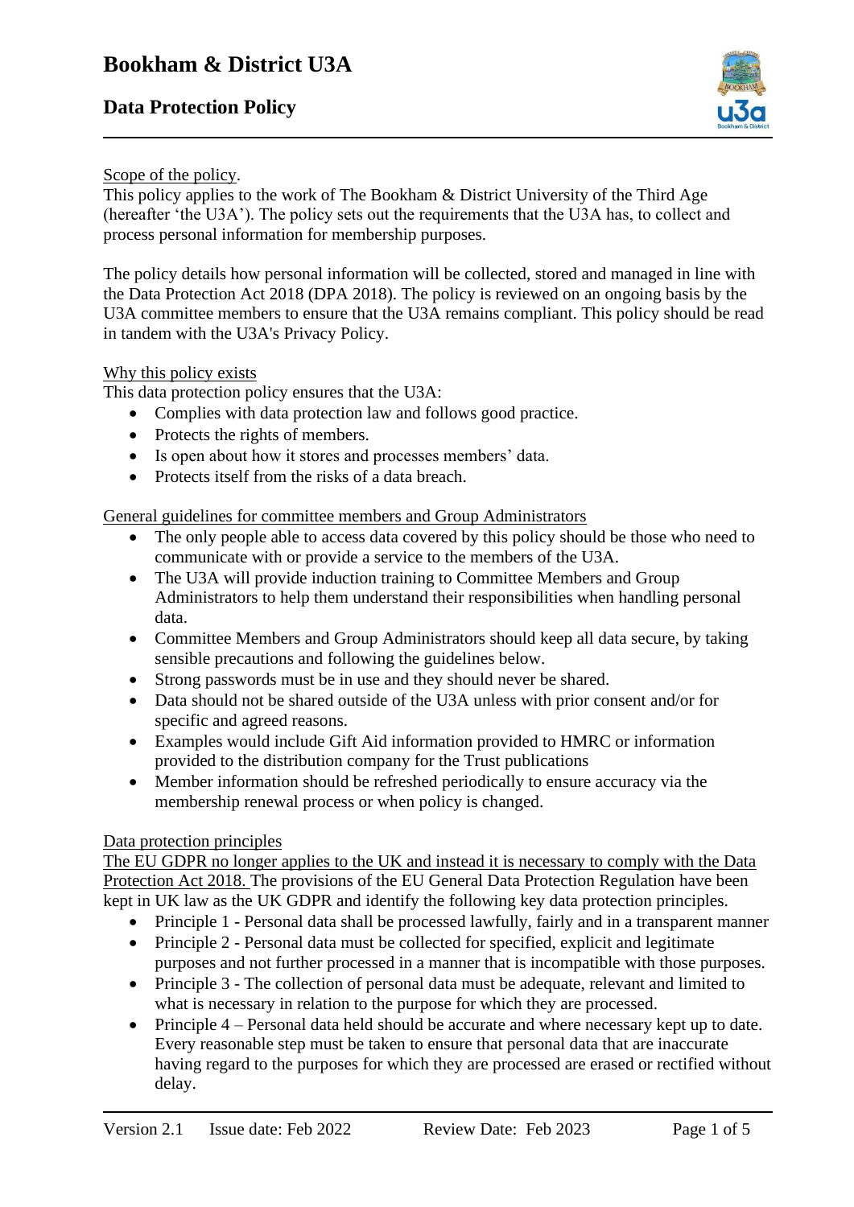# Bookham & District U3A

## Data Protection Policy

### Scope of the policy.

This policy applies to the work of The Bookham & District University of the Third Age (hereafter 'the U3A'). The policy sets out the requirements that the U3A has, to collect and process personal information for membership purposes.

The policy details how personal information will be collected, stored and managed in line with the Data Protection Act 2018 (DPA 2018). The policy is reviewed on an ongoing basis by the U3A committee members to ensure that the U3A remains compliant. This policy should be read in tandem with the U3A's Privacy Policy.

### Why this policy exists

This data protection policy ensures that the U3A:

- Complies with data protection law and follows good practice.
- Protects the rights of members.
- Is open about how it stores and processes members' data.
- Protects itself from the risks of a data breach.

### General guidelines for committee members and Group Administrators

- The only people able to access data covered by this policy should be those who need to communicate with or provide a service to the members of the U3A.
- The U3A will provide induction training to Committee Members and Group Administrators to help them understand their responsibilities when handling personal data.
- Committee Members and Group Administrators should keep all data secure, by taking sensible precautions and following the guidelines below.
- Strong passwords must be in use and they should never be shared.
- Data should not be shared outside of the U3A unless with prior consent and/or for specific and agreed reasons.
- Examples would include Gift Aid information provided to HMRC or information provided to the distribution company for the Trust publications
- Member information should be refreshed periodically to ensure accuracy via the membership renewal process or when policy is changed.

### Data protection principles

The EU GDPR no longer applies to the UK and instead it is necessary to comply with the Data Protection Act 2018. The provisions of the EU General Data Protection Regulation have been kept in UK law as the UK GDPR and identify the following key data protection principles.

- Principle 1 - Personal data shall be processed lawfully, fairly and in a transparent manner
- Principle 2 - Personal data must be collected for specified, explicit and legitimate purposes and not further processed in a manner that is incompatible with those purposes.
- Principle 3 - The collection of personal data must be adequate, relevant and limited to what is necessary in relation to the purpose for which they are processed.
- Principle 4 – Personal data held should be accurate and where necessary kept up to date. Every reasonable step must be taken to ensure that personal data that are inaccurate having regard to the purposes for which they are processed are erased or rectified without delay.

Version 2.1 Issue date: Feb 2022 Review Date: Feb 2023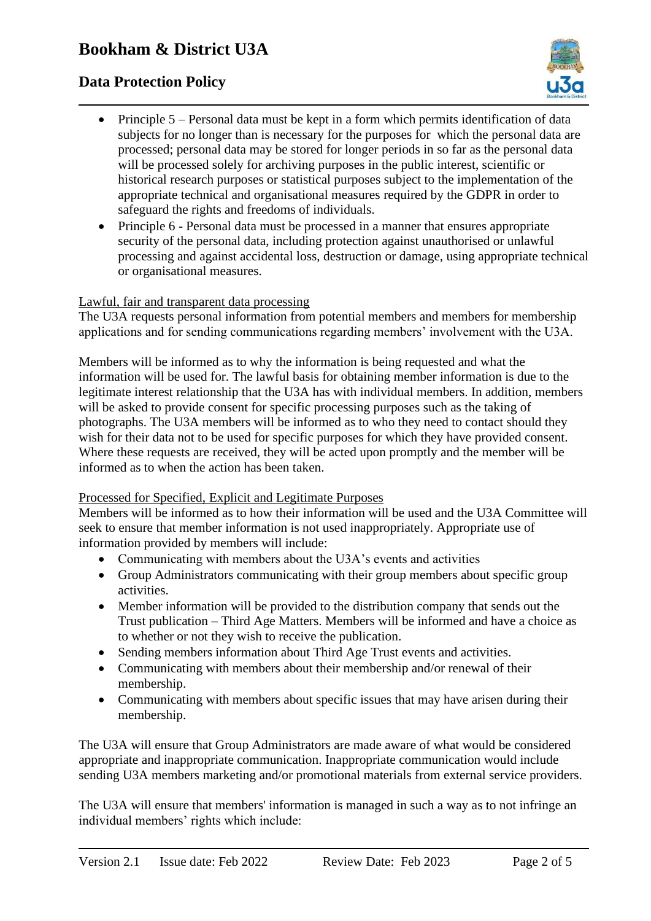- Principle 5 – Personal data must be kept in a form which permits identification of data subjects for no longer than is necessary for the purposes for which the personal data are processed; personal data may be stored for longer periods in so far as the personal data will be processed solely for archiving purposes in the public interest, scientific or historical research purposes or statistical purposes subject to the implementation of the appropriate technical and organisational measures required by the GDPR in order to safeguard the rights and freedoms of individuals.
- Principle 6 - Personal data must be processed in a manner that ensures appropriate security of the personal data, including protection against unauthorised or unlawful processing and against accidental loss, destruction or damage, using appropriate technical or organisational measures.

<u>Lawful, fair and transparent data processing</u>

The U3A requests personal information from potential members and members for membership applications and for sending communications regarding members' involvement with the U3A.

Members will be informed as to why the information is being requested and what the information will be used for. The lawful basis for obtaining member information is due to the legitimate interest relationship that the U3A has with individual members. In addition, members will be asked to provide consent for specific processing purposes such as the taking of photographs. The U3A members will be informed as to who they need to contact should they wish for their data not to be used for specific purposes for which they have provided consent. Where these requests are received, they will be acted upon promptly and the member will be informed as to when the action has been taken.

<u>Processed for Specified, Explicit and Legitimate Purposes</u>

Members will be informed as to how their information will be used and the U3A Committee will seek to ensure that member information is not used inappropriately. Appropriate use of information provided by members will include:

- Communicating with members about the U3A's events and activities
- Group Administrators communicating with their group members about specific group activities.
- Member information will be provided to the distribution company that sends out the Trust publication – Third Age Matters. Members will be informed and have a choice as to whether or not they wish to receive the publication.
- Sending members information about Third Age Trust events and activities.
- Communicating with members about their membership and/or renewal of their membership.
- Communicating with members about specific issues that may have arisen during their membership.

The U3A will ensure that Group Administrators are made aware of what would be considered appropriate and inappropriate communication. Inappropriate communication would include sending U3A members marketing and/or promotional materials from external service providers.

The U3A will ensure that members' information is managed in such a way as to not infringe an individual members' rights which include: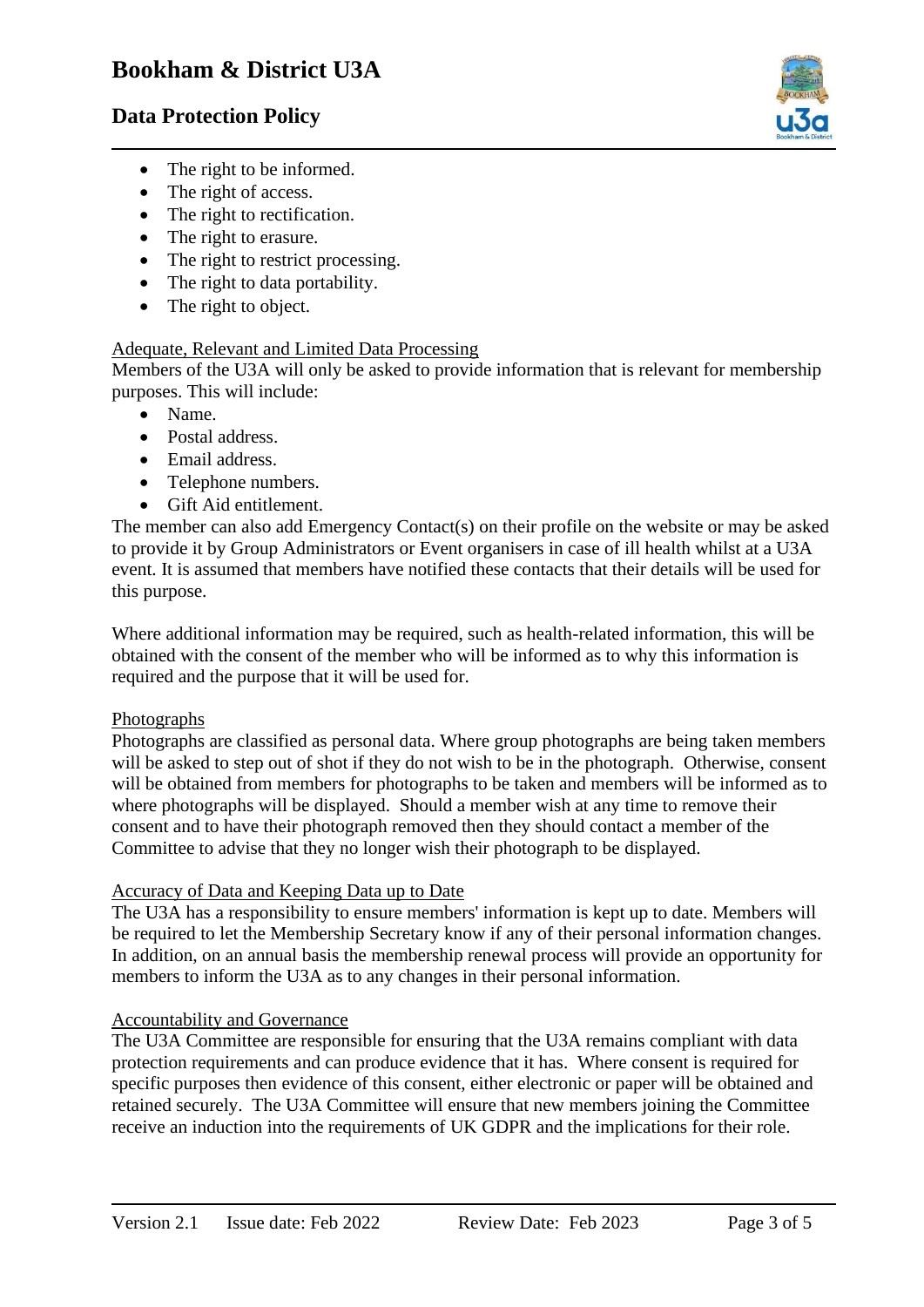- The right to be informed.
- The right of access.
- The right to rectification.
- The right to erasure.
- The right to restrict processing.
- The right to data portability.
- The right to object.

<u>Adequate, Relevant and Limited Data Processing</u>

Members of the U3A will only be asked to provide information that is relevant for membership purposes. This will include:

- Name.
- Postal address.
- Email address.
- Telephone numbers.
- Gift Aid entitlement.

The member can also add Emergency Contact(s) on their profile on the website or may be asked to provide it by Group Administrators or Event organisers in case of ill health whilst at a U3A event. It is assumed that members have notified these contacts that their details will be used for this purpose.

Where additional information may be required, such as health-related information, this will be obtained with the consent of the member who will be informed as to why this information is required and the purpose that it will be used for.

<u>Photographs</u>

Photographs are classified as personal data. Where group photographs are being taken members will be asked to step out of shot if they do not wish to be in the photograph. Otherwise, consent will be obtained from members for photographs to be taken and members will be informed as to where photographs will be displayed. Should a member wish at any time to remove their consent and to have their photograph removed then they should contact a member of the Committee to advise that they no longer wish their photograph to be displayed.

<u>Accuracy of Data and Keeping Data up to Date</u>

The U3A has a responsibility to ensure members' information is kept up to date. Members will be required to let the Membership Secretary know if any of their personal information changes. In addition, on an annual basis the membership renewal process will provide an opportunity for members to inform the U3A as to any changes in their personal information.

<u>Accountability and Governance</u>

The U3A Committee are responsible for ensuring that the U3A remains compliant with data protection requirements and can produce evidence that it has. Where consent is required for specific purposes then evidence of this consent, either electronic or paper will be obtained and retained securely. The U3A Committee will ensure that new members joining the Committee receive an induction into the requirements of UK GDPR and the implications for their role.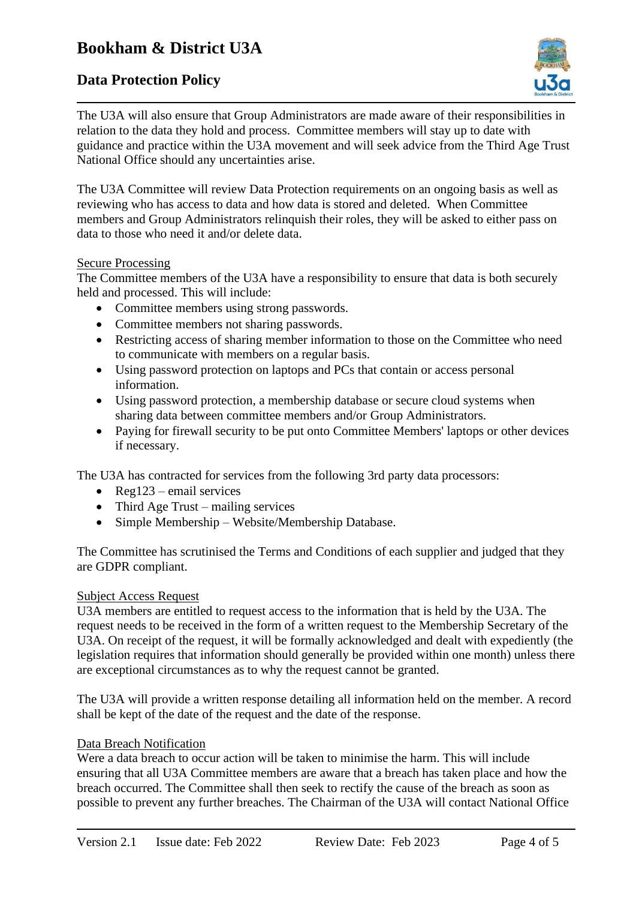The U3A will also ensure that Group Administrators are made aware of their responsibilities in relation to the data they hold and process. Committee members will stay up to date with guidance and practice within the U3A movement and will seek advice from the Third Age Trust National Office should any uncertainties arise.

The U3A Committee will review Data Protection requirements on an ongoing basis as well as reviewing who has access to data and how data is stored and deleted. When Committee members and Group Administrators relinquish their roles, they will be asked to either pass on data to those who need it and/or delete data.

<u>Secure Processing</u>

The Committee members of the U3A have a responsibility to ensure that data is both securely held and processed. This will include:

- Committee members using strong passwords.
- Committee members not sharing passwords.
- Restricting access of sharing member information to those on the Committee who need to communicate with members on a regular basis.
- Using password protection on laptops and PCs that contain or access personal information.
- Using password protection, a membership database or secure cloud systems when sharing data between committee members and/or Group Administrators.
- Paying for firewall security to be put onto Committee Members' laptops or other devices if necessary.

The U3A has contracted for services from the following 3rd party data processors:

- Reg123 – email services
- Third Age Trust – mailing services
- Simple Membership – Website/Membership Database.

The Committee has scrutinised the Terms and Conditions of each supplier and judged that they are GDPR compliant.

<u>Subject Access Request</u>

U3A members are entitled to request access to the information that is held by the U3A. The request needs to be received in the form of a written request to the Membership Secretary of the U3A. On receipt of the request, it will be formally acknowledged and dealt with expediently (the legislation requires that information should generally be provided within one month) unless there are exceptional circumstances as to why the request cannot be granted.

The U3A will provide a written response detailing all information held on the member. A record shall be kept of the date of the request and the date of the response.

<u>Data Breach Notification</u>

Were a data breach to occur action will be taken to minimise the harm. This will include ensuring that all U3A Committee members are aware that a breach has taken place and how the breach occurred. The Committee shall then seek to rectify the cause of the breach as soon as possible to prevent any further breaches. The Chairman of the U3A will contact National Office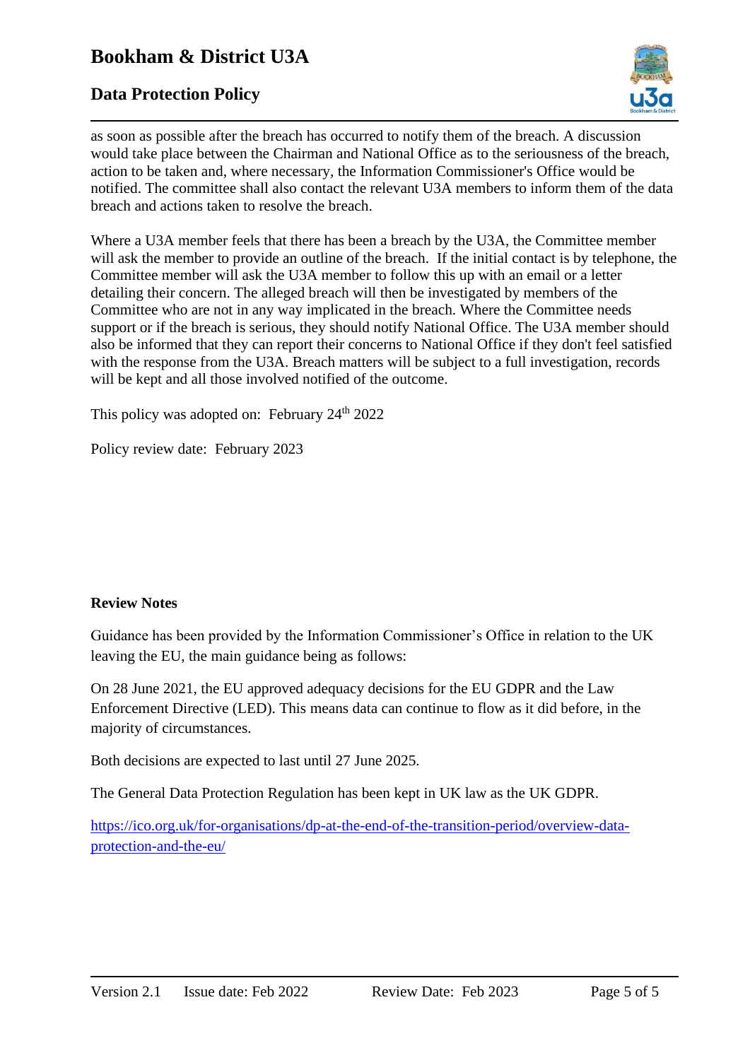as soon as possible after the breach has occurred to notify them of the breach. A discussion would take place between the Chairman and National Office as to the seriousness of the breach, action to be taken and, where necessary, the Information Commissioner's Office would be notified. The committee shall also contact the relevant U3A members to inform them of the data breach and actions taken to resolve the breach.

Where a U3A member feels that there has been a breach by the U3A, the Committee member will ask the member to provide an outline of the breach. If the initial contact is by telephone, the Committee member will ask the U3A member to follow this up with an email or a letter detailing their concern. The alleged breach will then be investigated by members of the Committee who are not in any way implicated in the breach. Where the Committee needs support or if the breach is serious, they should notify National Office. The U3A member should also be informed that they can report their concerns to National Office if they don't feel satisfied with the response from the U3A. Breach matters will be subject to a full investigation, records will be kept and all those involved notified of the outcome.

This policy was adopted on: February 24th 2022

Policy review date: February 2023

**Review Notes**

Guidance has been provided by the Information Commissioner's Office in relation to the UK leaving the EU, the main guidance being as follows:

On 28 June 2021, the EU approved adequacy decisions for the EU GDPR and the Law Enforcement Directive (LED). This means data can continue to flow as it did before, in the majority of circumstances.

Both decisions are expected to last until 27 June 2025.

The General Data Protection Regulation has been kept in UK law as the UK GDPR.

https://ico.org.uk/for-organisations/dp-at-the-end-of-the-transition-period/overview-data-protection-and-the-eu/